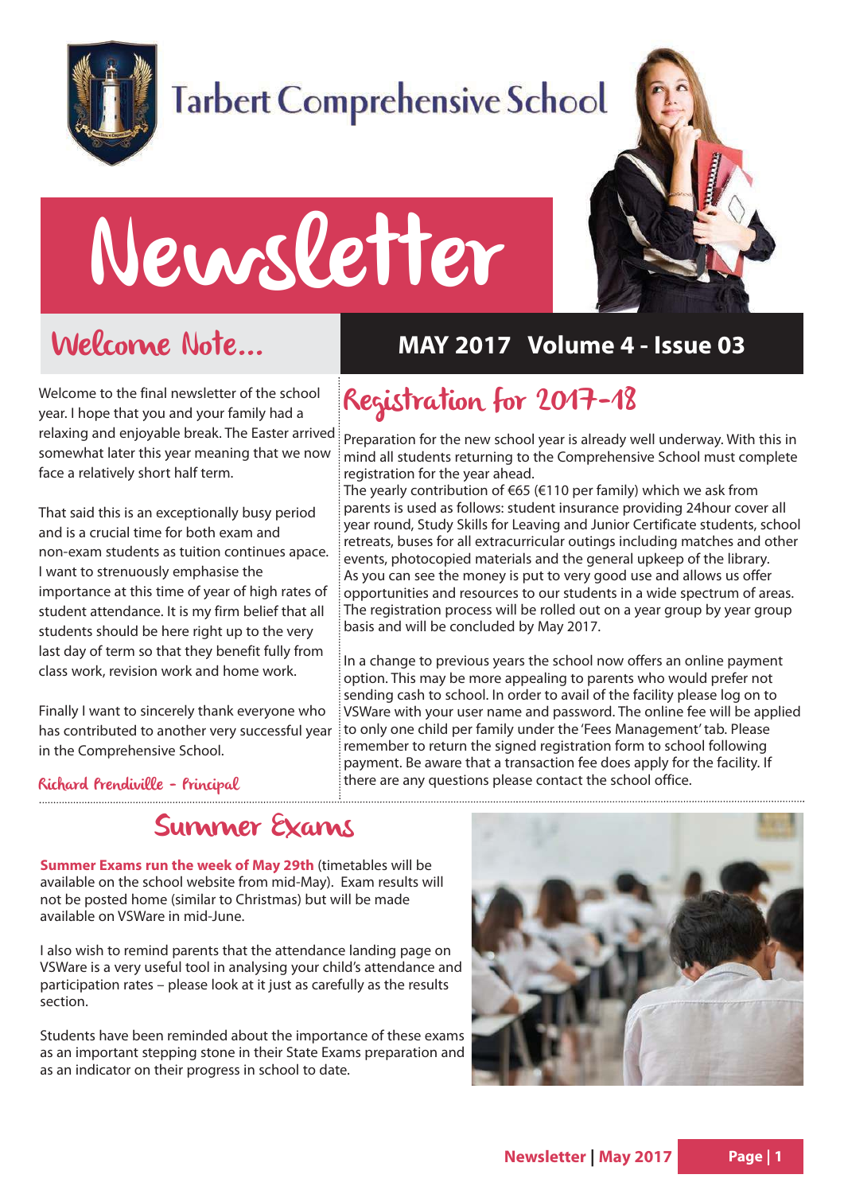# Tarbert Comprehensive School

# Newsletter

## Welcome Note...

**MAY 2017 Volume 4 - Issue 03**

Welcome to the final newsletter of the school year. I hope that you and your family had a relaxing and enjoyable break. The Easter arrived somewhat later this year meaning that we now face a relatively short half term.

That said this is an exceptionally busy period and is a crucial time for both exam and non-exam students as tuition continues apace. I want to strenuously emphasise the importance at this time of year of high rates of student attendance. It is my firm belief that all students should be here right up to the very last day of term so that they benefit fully from class work, revision work and home work.

Finally I want to sincerely thank everyone who has contributed to another very successful year in the Comprehensive School.

*Richard Prendiville - Principal*

## Registration for 2017-18

Preparation for the new school year is already well underway. With this in mind all students returning to the Comprehensive School must complete registration for the year ahead.
The yearly contribution of €65 (€110 per family) which we ask from parents is used as follows: student insurance providing 24hour cover all year round, Study Skills for Leaving and Junior Certificate students, school retreats, buses for all extracurricular outings including matches and other events, photocopied materials and the general upkeep of the library. As you can see the money is put to very good use and allows us offer opportunities and resources to our students in a wide spectrum of areas. The registration process will be rolled out on a year group by year group basis and will be concluded by May 2017.

In a change to previous years the school now offers an online payment option. This may be more appealing to parents who would prefer not sending cash to school. In order to avail of the facility please log on to VSWare with your user name and password. The online fee will be applied to only one child per family under the 'Fees Management' tab. Please remember to return the signed registration form to school following payment. Be aware that a transaction fee does apply for the facility. If there are any questions please contact the school office.

## Summer Exams

**Summer Exams run the week of May 29th** (timetables will be available on the school website from mid-May). Exam results will not be posted home (similar to Christmas) but will be made available on VSWare in mid-June.

I also wish to remind parents that the attendance landing page on VSWare is a very useful tool in analysing your child's attendance and participation rates – please look at it just as carefully as the results section.

Students have been reminded about the importance of these exams as an important stepping stone in their State Exams preparation and as an indicator on their progress in school to date.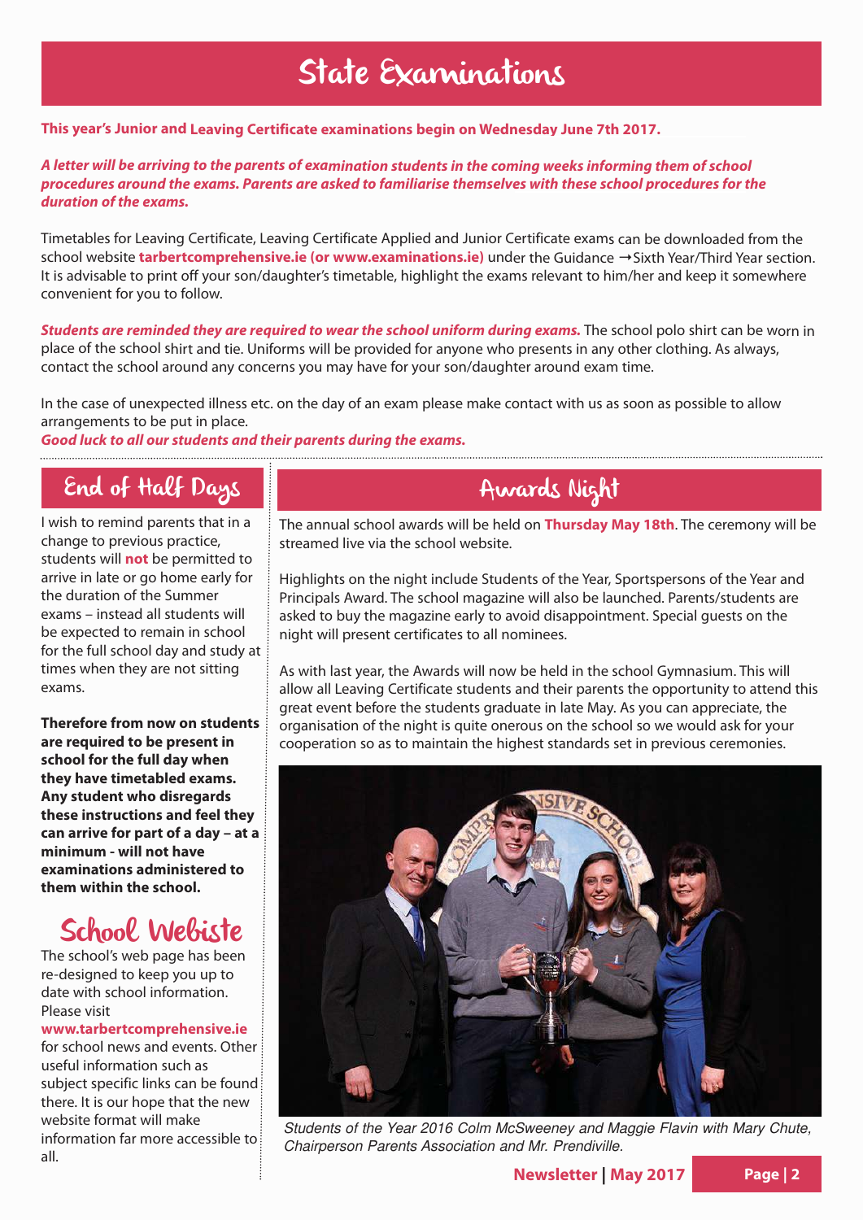# State Examinations

**This year's Junior and Leaving Certificate examinations begin on Wednesday June 7th 2017.**

***A letter will be arriving to the parents of examination students in the coming weeks informing them of school procedures around the exams. Parents are asked to familiarise themselves with these school procedures for the duration of the exams.***

Timetables for Leaving Certificate, Leaving Certificate Applied and Junior Certificate exams can be downloaded from the school website **tarbertcomprehensive.ie (or www.examinations.ie)** under the Guidance →Sixth Year/Third Year section. It is advisable to print off your son/daughter's timetable, highlight the exams relevant to him/her and keep it somewhere convenient for you to follow.

***Students are reminded they are required to wear the school uniform during exams.*** The school polo shirt can be worn in place of the school shirt and tie. Uniforms will be provided for anyone who presents in any other clothing. As always, contact the school around any concerns you may have for your son/daughter around exam time.

In the case of unexpected illness etc. on the day of an exam please make contact with us as soon as possible to allow arrangements to be put in place.

***Good luck to all our students and their parents during the exams.***

## End of Half Days

I wish to remind parents that in a change to previous practice, students will **not** be permitted to arrive in late or go home early for the duration of the Summer exams – instead all students will be expected to remain in school for the full school day and study at times when they are not sitting exams.

**Therefore from now on students are required to be present in school for the full day when they have timetabled exams. Any student who disregards these instructions and feel they can arrive for part of a day – at a minimum - will not have examinations administered to them within the school.**

## School Website

The school's web page has been re-designed to keep you up to date with school information. Please visit **www.tarbertcomprehensive.ie** for school news and events. Other useful information such as subject specific links can be found there. It is our hope that the new website format will make information far more accessible to all.

## Awards Night

The annual school awards will be held on **Thursday May 18th**. The ceremony will be streamed live via the school website.

Highlights on the night include Students of the Year, Sportspersons of the Year and Principals Award. The school magazine will also be launched. Parents/students are asked to buy the magazine early to avoid disappointment. Special guests on the night will present certificates to all nominees.

As with last year, the Awards will now be held in the school Gymnasium. This will allow all Leaving Certificate students and their parents the opportunity to attend this great event before the students graduate in late May. As you can appreciate, the organisation of the night is quite onerous on the school so we would ask for your cooperation so as to maintain the highest standards set in previous ceremonies.

*Students of the Year 2016 Colm McSweeney and Maggie Flavin with Mary Chute, Chairperson Parents Association and Mr. Prendiville.*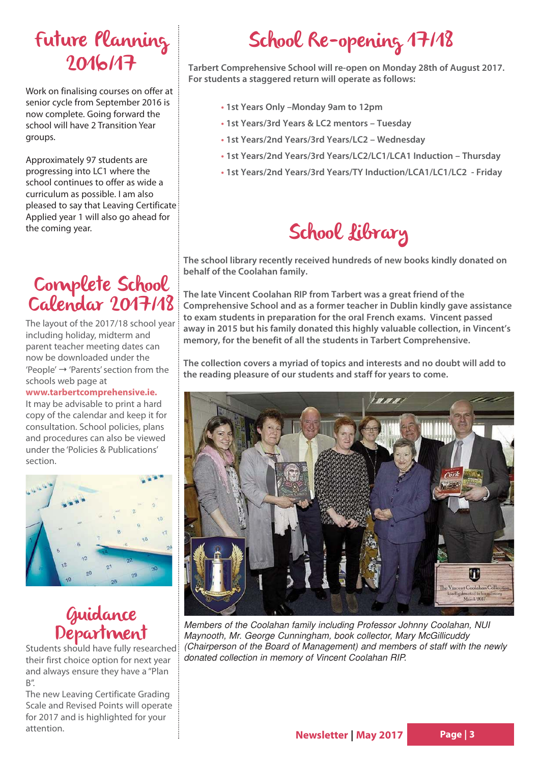# Future Planning 2016/17

Work on finalising courses on offer at senior cycle from September 2016 is now complete. Going forward the school will have 2 Transition Year groups.

Approximately 97 students are progressing into LC1 where the school continues to offer as wide a curriculum as possible. I am also pleased to say that Leaving Certificate Applied year 1 will also go ahead for the coming year.

# Complete School Calendar 2017/18

The layout of the 2017/18 school year including holiday, midterm and parent teacher meeting dates can now be downloaded under the 'People' → 'Parents' section from the schools web page at **www.tarbertcomprehensive.ie.** It may be advisable to print a hard copy of the calendar and keep it for consultation. School policies, plans and procedures can also be viewed under the 'Policies & Publications' section.

# Guidance Department

Students should have fully researched their first choice option for next year and always ensure they have a "Plan B".

The new Leaving Certificate Grading Scale and Revised Points will operate for 2017 and is highlighted for your attention.

# School Re-opening 17/18

**Tarbert Comprehensive School will re-open on Monday 28th of August 2017. For students a staggered return will operate as follows:**

- **1st Years Only –Monday 9am to 12pm**
- **1st Years/3rd Years & LC2 mentors – Tuesday**
- **1st Years/2nd Years/3rd Years/LC2 – Wednesday**
- **1st Years/2nd Years/3rd Years/LC2/LC1/LCA1 Induction – Thursday**
- **1st Years/2nd Years/3rd Years/TY Induction/LCA1/LC1/LC2 - Friday**

# School Library

**The school library recently received hundreds of new books kindly donated on behalf of the Coolahan family.**

**The late Vincent Coolahan RIP from Tarbert was a great friend of the Comprehensive School and as a former teacher in Dublin kindly gave assistance to exam students in preparation for the oral French exams. Vincent passed away in 2015 but his family donated this highly valuable collection, in Vincent's memory, for the benefit of all the students in Tarbert Comprehensive.**

**The collection covers a myriad of topics and interests and no doubt will add to the reading pleasure of our students and staff for years to come.**

*Members of the Coolahan family including Professor Johnny Coolahan, NUI Maynooth, Mr. George Cunningham, book collector, Mary McGillicuddy (Chairperson of the Board of Management) and members of staff with the newly donated collection in memory of Vincent Coolahan RIP.*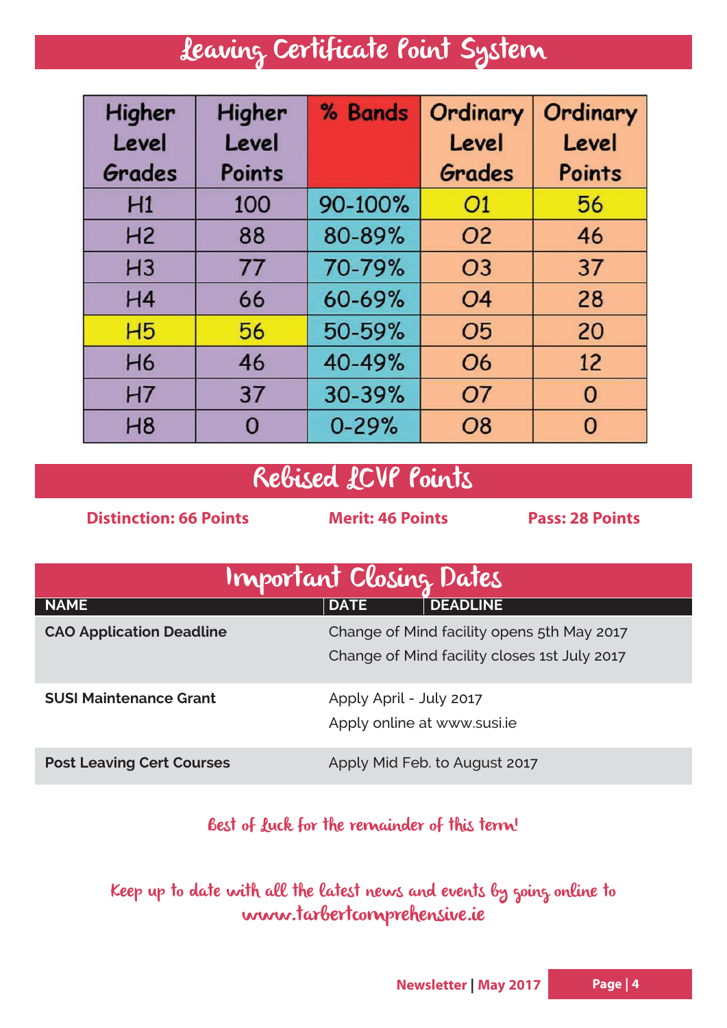# Leaving Certificate Point System

| Higher Level Grades | Higher Level Points | % Bands | Ordinary Level Grades | Ordinary Level Points |
|---|---|---|---|---|
| H1 | 100 | 90-100% | O1 | 56 |
| H2 | 88 | 80-89% | O2 | 46 |
| H3 | 77 | 70-79% | O3 | 37 |
| H4 | 66 | 60-69% | O4 | 28 |
| H5 | 56 | 50-59% | O5 | 20 |
| H6 | 46 | 40-49% | O6 | 12 |
| H7 | 37 | 30-39% | O7 | 0 |
| H8 | 0 | 0-29% | O8 | 0 |

# Rebised LCVP Points

**Distinction: 66 Points** **Merit: 46 Points** **Pass: 28 Points**

# Important Closing Dates

| NAME | DATE DEADLINE |
|---|---|
| **CAO Application Deadline** | Change of Mind facility opens 5th May 2017<br>Change of Mind facility closes 1st July 2017 |
| **SUSI Maintenance Grant** | Apply April - July 2017<br>Apply online at www.susi.ie |
| **Post Leaving Cert Courses** | Apply Mid Feb. to August 2017 |

Best of Luck for the remainder of this term!

Keep up to date with all the latest news and events by going online to www.tarbertcomprehensive.ie